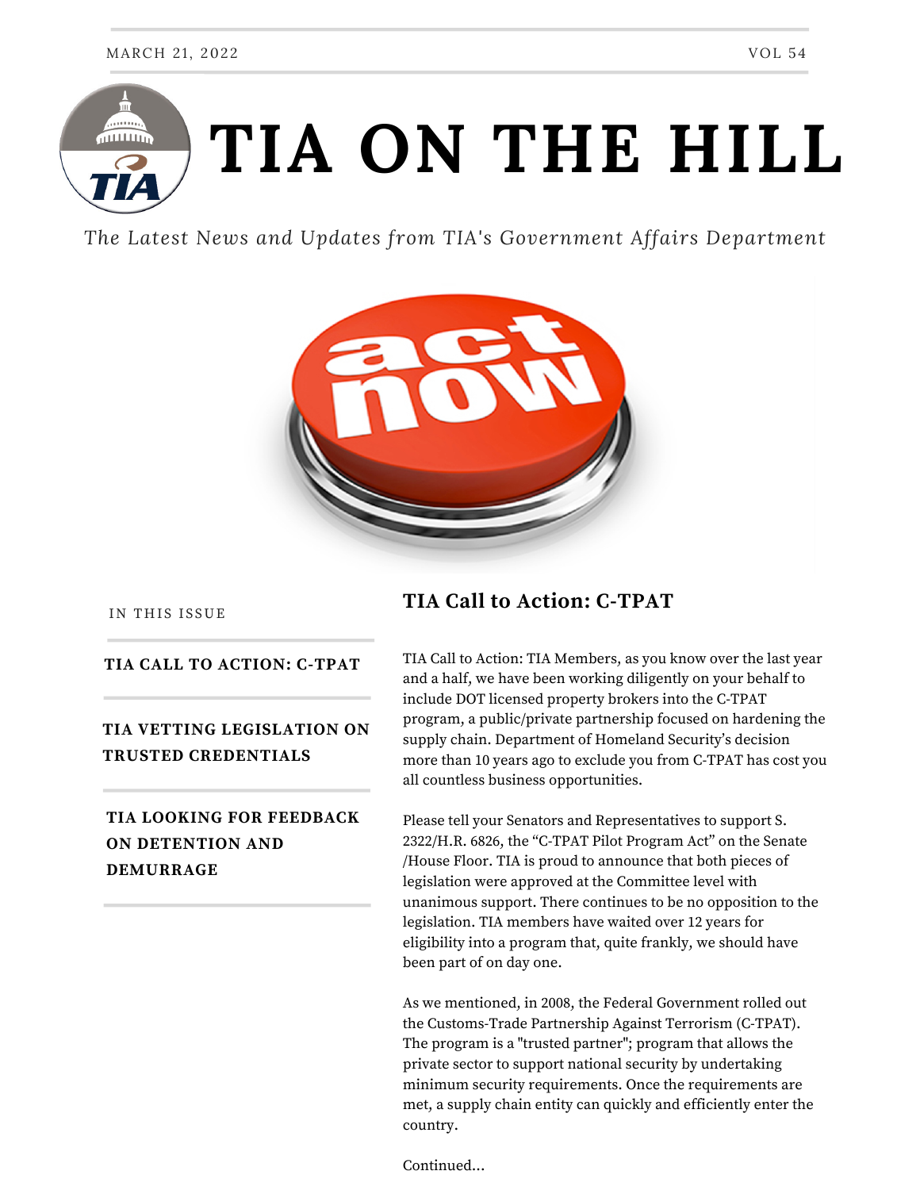MARCH 21, 2022 VOL 54

# TIA ON THE HILL

*The Latest News and Updates from TIA's Government Affairs Department*

IN THIS ISSUE

**TIA CALL TO ACTION: C-TPAT**

**TIA VETTING LEGISLATION ON TRUSTED CREDENTIALS**

**TIA LOOKING FOR FEEDBACK ON DETENTION AND DEMURRAGE**

## TIA Call to Action: C-TPAT

TIA Call to Action: TIA Members, as you know over the last year and a half, we have been working diligently on your behalf to include DOT licensed property brokers into the C-TPAT program, a public/private partnership focused on hardening the supply chain. Department of Homeland Security's decision more than 10 years ago to exclude you from C-TPAT has cost you all countless business opportunities.

Please tell your Senators and Representatives to support S. 2322/H.R. 6826, the "C-TPAT Pilot Program Act" on the Senate /House Floor. TIA is proud to announce that both pieces of legislation were approved at the Committee level with unanimous support. There continues to be no opposition to the legislation. TIA members have waited over 12 years for eligibility into a program that, quite frankly, we should have been part of on day one.

As we mentioned, in 2008, the Federal Government rolled out the Customs-Trade Partnership Against Terrorism (C-TPAT). The program is a "trusted partner"; program that allows the private sector to support national security by undertaking minimum security requirements. Once the requirements are met, a supply chain entity can quickly and efficiently enter the country.

Continued...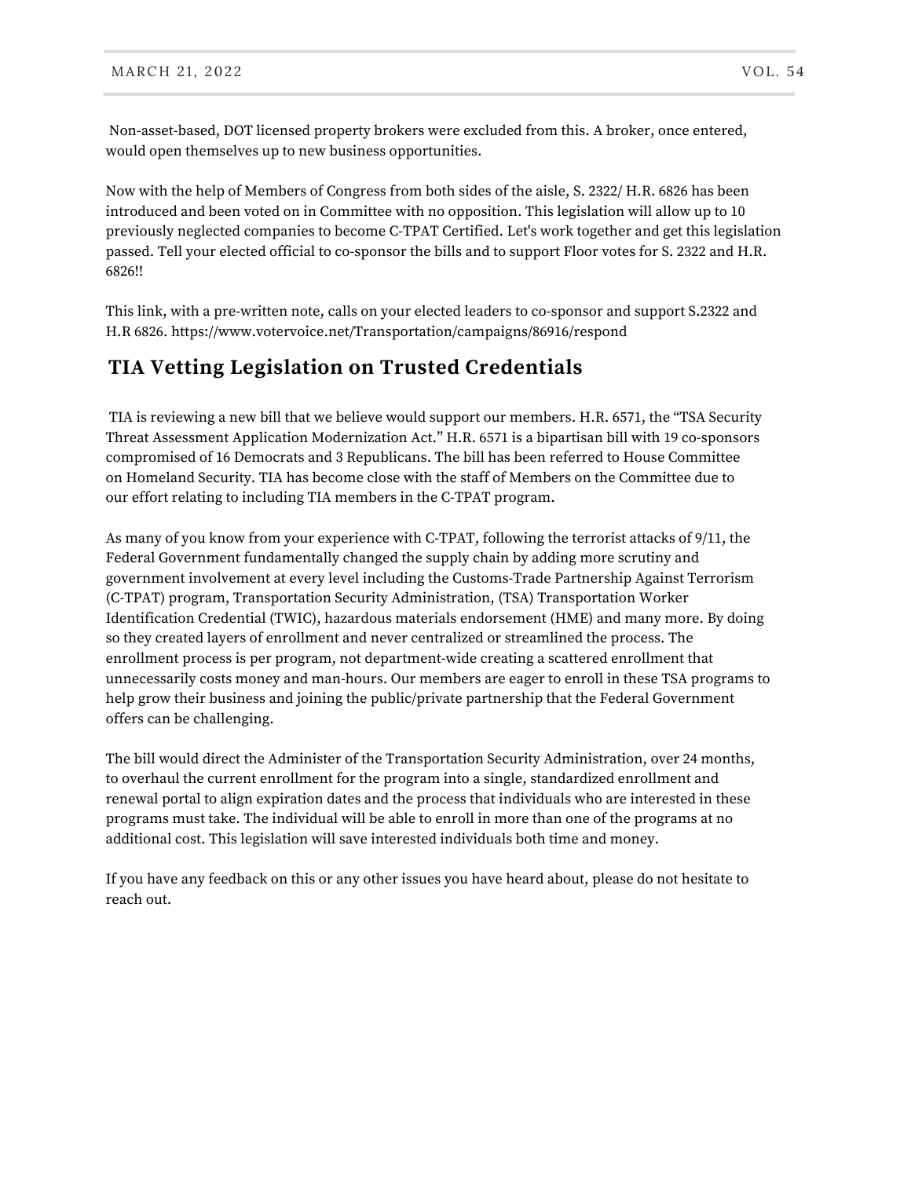Non-asset-based, DOT licensed property brokers were excluded from this. A broker, once entered, would open themselves up to new business opportunities.

Now with the help of Members of Congress from both sides of the aisle, S. 2322/ H.R. 6826 has been introduced and been voted on in Committee with no opposition. This legislation will allow up to 10 previously neglected companies to become C-TPAT Certified. Let's work together and get this legislation passed. Tell your elected official to co-sponsor the bills and to support Floor votes for S. 2322 and H.R. 6826!!

This link, with a pre-written note, calls on your elected leaders to co-sponsor and support S.2322 and H.R 6826. https://www.votervoice.net/Transportation/campaigns/86916/respond

## TIA Vetting Legislation on Trusted Credentials

TIA is reviewing a new bill that we believe would support our members. H.R. 6571, the "TSA Security Threat Assessment Application Modernization Act." H.R. 6571 is a bipartisan bill with 19 co-sponsors compromised of 16 Democrats and 3 Republicans. The bill has been referred to House Committee on Homeland Security. TIA has become close with the staff of Members on the Committee due to our effort relating to including TIA members in the C-TPAT program.

As many of you know from your experience with C-TPAT, following the terrorist attacks of 9/11, the Federal Government fundamentally changed the supply chain by adding more scrutiny and government involvement at every level including the Customs-Trade Partnership Against Terrorism (C-TPAT) program, Transportation Security Administration, (TSA) Transportation Worker Identification Credential (TWIC), hazardous materials endorsement (HME) and many more. By doing so they created layers of enrollment and never centralized or streamlined the process. The enrollment process is per program, not department-wide creating a scattered enrollment that unnecessarily costs money and man-hours. Our members are eager to enroll in these TSA programs to help grow their business and joining the public/private partnership that the Federal Government offers can be challenging.

The bill would direct the Administer of the Transportation Security Administration, over 24 months, to overhaul the current enrollment for the program into a single, standardized enrollment and renewal portal to align expiration dates and the process that individuals who are interested in these programs must take. The individual will be able to enroll in more than one of the programs at no additional cost. This legislation will save interested individuals both time and money.

If you have any feedback on this or any other issues you have heard about, please do not hesitate to reach out.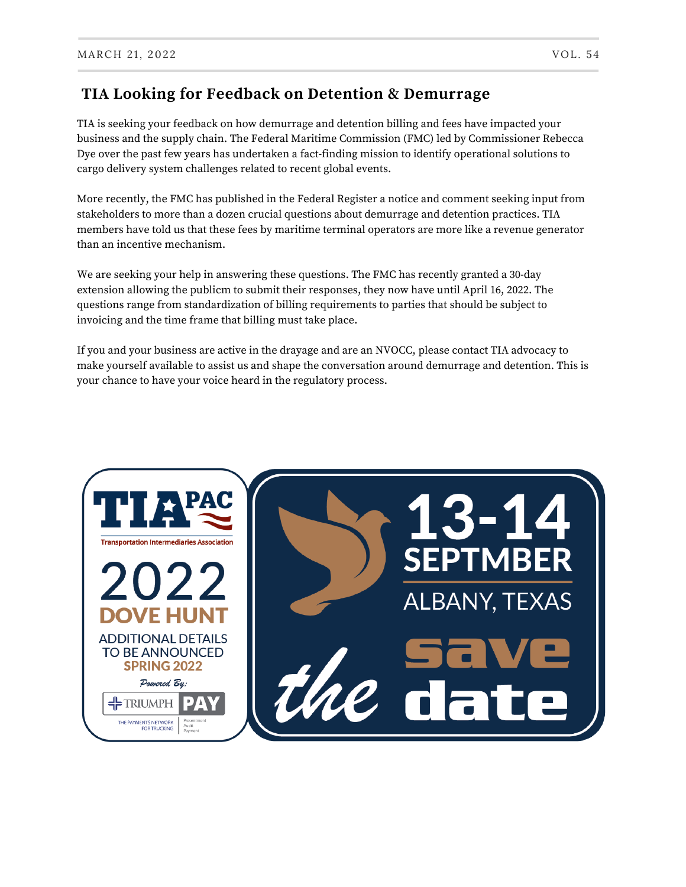## TIA Looking for Feedback on Detention & Demurrage

TIA is seeking your feedback on how demurrage and detention billing and fees have impacted your business and the supply chain. The Federal Maritime Commission (FMC) led by Commissioner Rebecca Dye over the past few years has undertaken a fact-finding mission to identify operational solutions to cargo delivery system challenges related to recent global events.

More recently, the FMC has published in the Federal Register a notice and comment seeking input from stakeholders to more than a dozen crucial questions about demurrage and detention practices. TIA members have told us that these fees by maritime terminal operators are more like a revenue generator than an incentive mechanism.

We are seeking your help in answering these questions. The FMC has recently granted a 30-day extension allowing the publicm to submit their responses, they now have until April 16, 2022. The questions range from standardization of billing requirements to parties that should be subject to invoicing and the time frame that billing must take place.

If you and your business are active in the drayage and are an NVOCC, please contact TIA advocacy to make yourself available to assist us and shape the conversation around demurrage and detention. This is your chance to have your voice heard in the regulatory process.

TIA PAC
Transportation Intermediaries Association

2022
DOVE HUNT

ADDITIONAL DETAILS TO BE ANNOUNCED
SPRING 2022

Powered By:
TRIUMPH PAY
THE PAYMENTS NETWORK FOR TRUCKING
Presentment Audit Payment

13-14
SEPTMBER
ALBANY, TEXAS

save the date